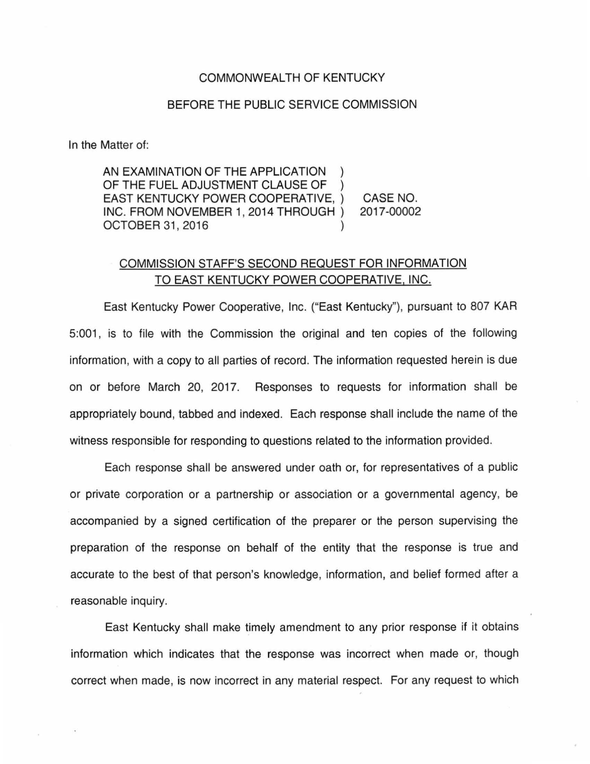COMMONWEALTH OF KENTUCKY

BEFORE THE PUBLIC SERVICE COMMISSION

In the Matter of:

| | | |
|---|---|---|
| AN EXAMINATION OF THE APPLICATION OF THE FUEL ADJUSTMENT CLAUSE OF EAST KENTUCKY POWER COOPERATIVE, INC. FROM NOVEMBER 1, 2014 THROUGH OCTOBER 31, 2016 | ) ) ) ) ) | CASE NO. 2017-00002 |

<u>COMMISSION STAFF'S SECOND REQUEST FOR INFORMATION TO EAST KENTUCKY POWER COOPERATIVE, INC.</u>

East Kentucky Power Cooperative, Inc. ("East Kentucky"), pursuant to 807 KAR 5:001, is to file with the Commission the original and ten copies of the following information, with a copy to all parties of record. The information requested herein is due on or before March 20, 2017. Responses to requests for information shall be appropriately bound, tabbed and indexed. Each response shall include the name of the witness responsible for responding to questions related to the information provided.

Each response shall be answered under oath or, for representatives of a public or private corporation or a partnership or association or a governmental agency, be accompanied by a signed certification of the preparer or the person supervising the preparation of the response on behalf of the entity that the response is true and accurate to the best of that person's knowledge, information, and belief formed after a reasonable inquiry.

East Kentucky shall make timely amendment to any prior response if it obtains information which indicates that the response was incorrect when made or, though correct when made, is now incorrect in any material respect. For any request to which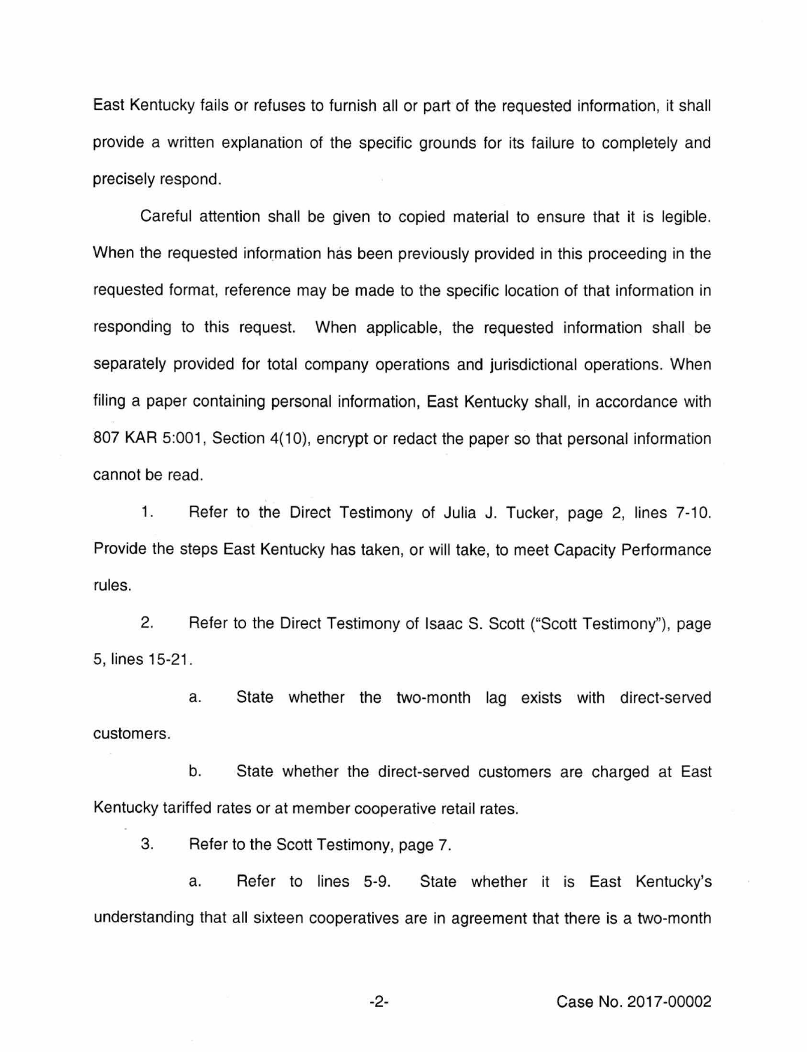East Kentucky fails or refuses to furnish all or part of the requested information, it shall provide a written explanation of the specific grounds for its failure to completely and precisely respond.

Careful attention shall be given to copied material to ensure that it is legible. When the requested information has been previously provided in this proceeding in the requested format, reference may be made to the specific location of that information in responding to this request. When applicable, the requested information shall be separately provided for total company operations and jurisdictional operations. When filing a paper containing personal information, East Kentucky shall, in accordance with 807 KAR 5:001, Section 4(10), encrypt or redact the paper so that personal information cannot be read.

1. Refer to the Direct Testimony of Julia J. Tucker, page 2, lines 7-10. Provide the steps East Kentucky has taken, or will take, to meet Capacity Performance rules.

2. Refer to the Direct Testimony of Isaac S. Scott ("Scott Testimony"), page 5, lines 15-21.

   a. State whether the two-month lag exists with direct-served customers.

   b. State whether the direct-served customers are charged at East Kentucky tariffed rates or at member cooperative retail rates.

3. Refer to the Scott Testimony, page 7.

   a. Refer to lines 5-9. State whether it is East Kentucky's understanding that all sixteen cooperatives are in agreement that there is a two-month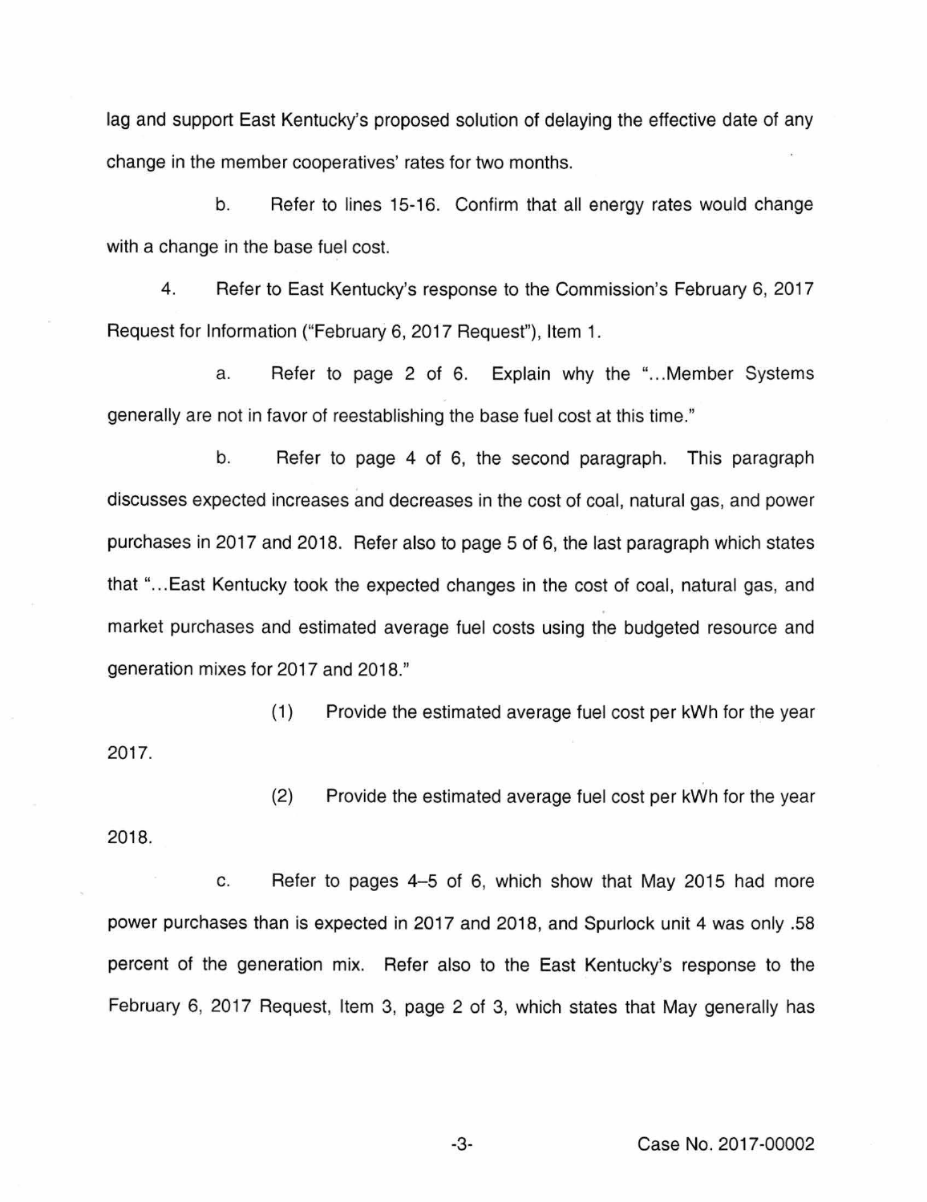lag and support East Kentucky's proposed solution of delaying the effective date of any change in the member cooperatives' rates for two months.

b. Refer to lines 15-16. Confirm that all energy rates would change with a change in the base fuel cost.

4. Refer to East Kentucky's response to the Commission's February 6, 2017 Request for Information ("February 6, 2017 Request"), Item 1.

a. Refer to page 2 of 6. Explain why the "...Member Systems generally are not in favor of reestablishing the base fuel cost at this time."

b. Refer to page 4 of 6, the second paragraph. This paragraph discusses expected increases and decreases in the cost of coal, natural gas, and power purchases in 2017 and 2018. Refer also to page 5 of 6, the last paragraph which states that "...East Kentucky took the expected changes in the cost of coal, natural gas, and market purchases and estimated average fuel costs using the budgeted resource and generation mixes for 2017 and 2018."

(1) Provide the estimated average fuel cost per kWh for the year 2017.

(2) Provide the estimated average fuel cost per kWh for the year 2018.

c. Refer to pages 4–5 of 6, which show that May 2015 had more power purchases than is expected in 2017 and 2018, and Spurlock unit 4 was only .58 percent of the generation mix. Refer also to the East Kentucky's response to the February 6, 2017 Request, Item 3, page 2 of 3, which states that May generally has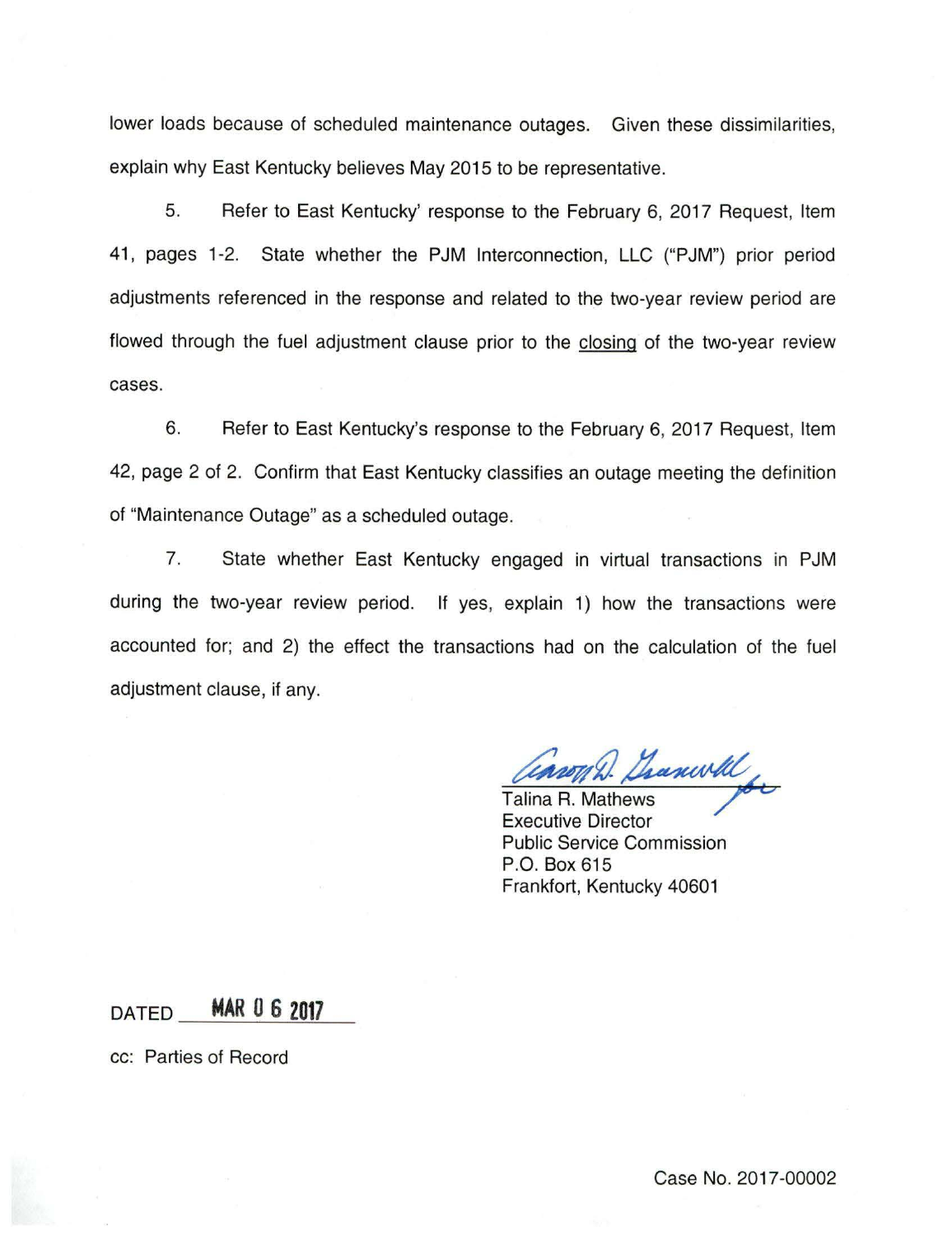lower loads because of scheduled maintenance outages. Given these dissimilarities, explain why East Kentucky believes May 2015 to be representative.

5. Refer to East Kentucky' response to the February 6, 2017 Request, Item 41, pages 1-2. State whether the PJM Interconnection, LLC ("PJM") prior period adjustments referenced in the response and related to the two-year review period are flowed through the fuel adjustment clause prior to the closing of the two-year review cases.

6. Refer to East Kentucky's response to the February 6, 2017 Request, Item 42, page 2 of 2. Confirm that East Kentucky classifies an outage meeting the definition of "Maintenance Outage" as a scheduled outage.

7. State whether East Kentucky engaged in virtual transactions in PJM during the two-year review period. If yes, explain 1) how the transactions were accounted for; and 2) the effect the transactions had on the calculation of the fuel adjustment clause, if any.

Talina R. Mathews
Executive Director
Public Service Commission
P.O. Box 615
Frankfort, Kentucky 40601

DATED **MAR 0 6 2017**

cc: Parties of Record

Case No. 2017-00002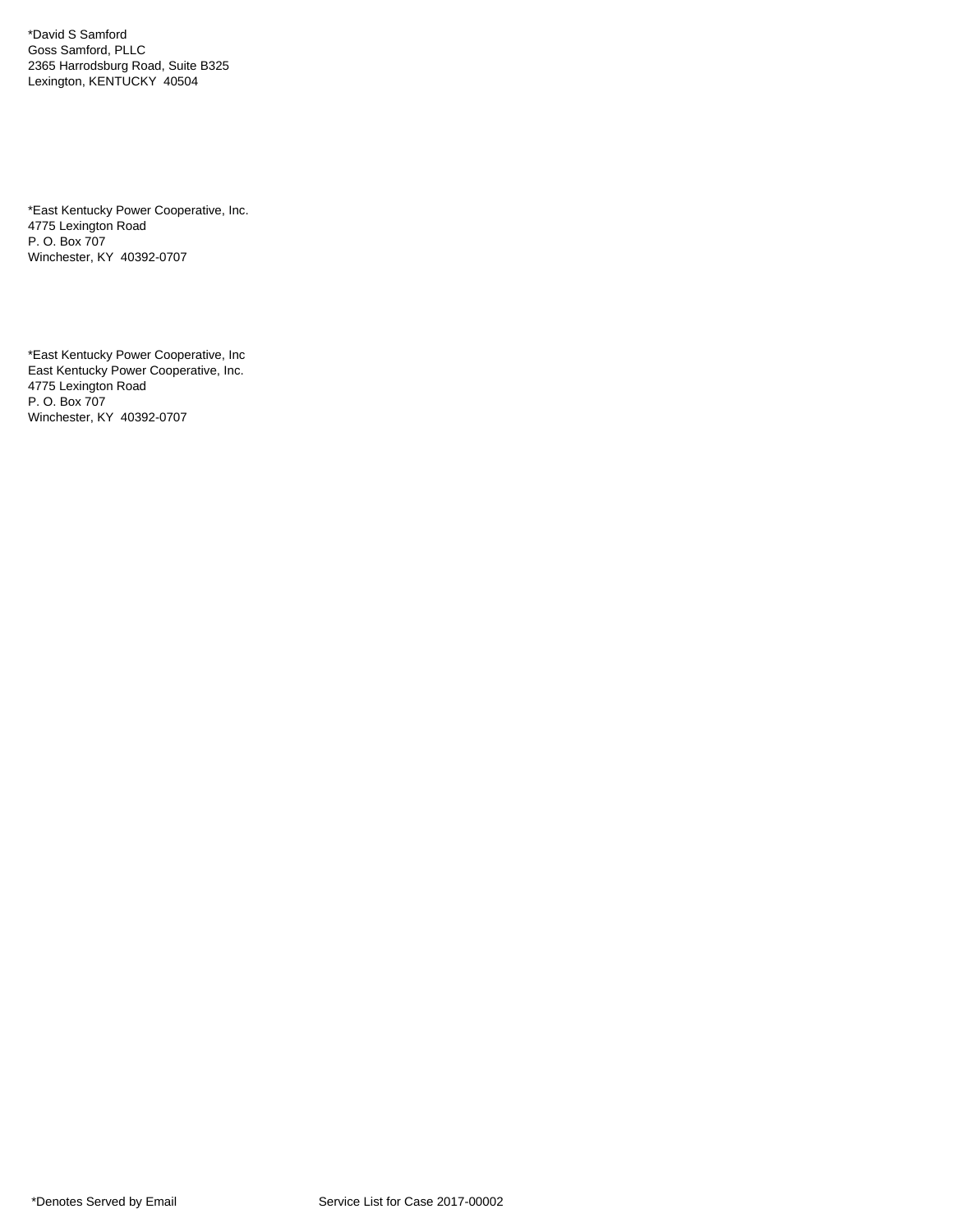*David S Samford
Goss Samford, PLLC
2365 Harrodsburg Road, Suite B325
Lexington, KENTUCKY  40504

*East Kentucky Power Cooperative, Inc.
4775 Lexington Road
P. O. Box 707
Winchester, KY  40392-0707

*East Kentucky Power Cooperative, Inc
East Kentucky Power Cooperative, Inc.
4775 Lexington Road
P. O. Box 707
Winchester, KY  40392-0707

*Denotes Served by Email

Service List for Case 2017-00002